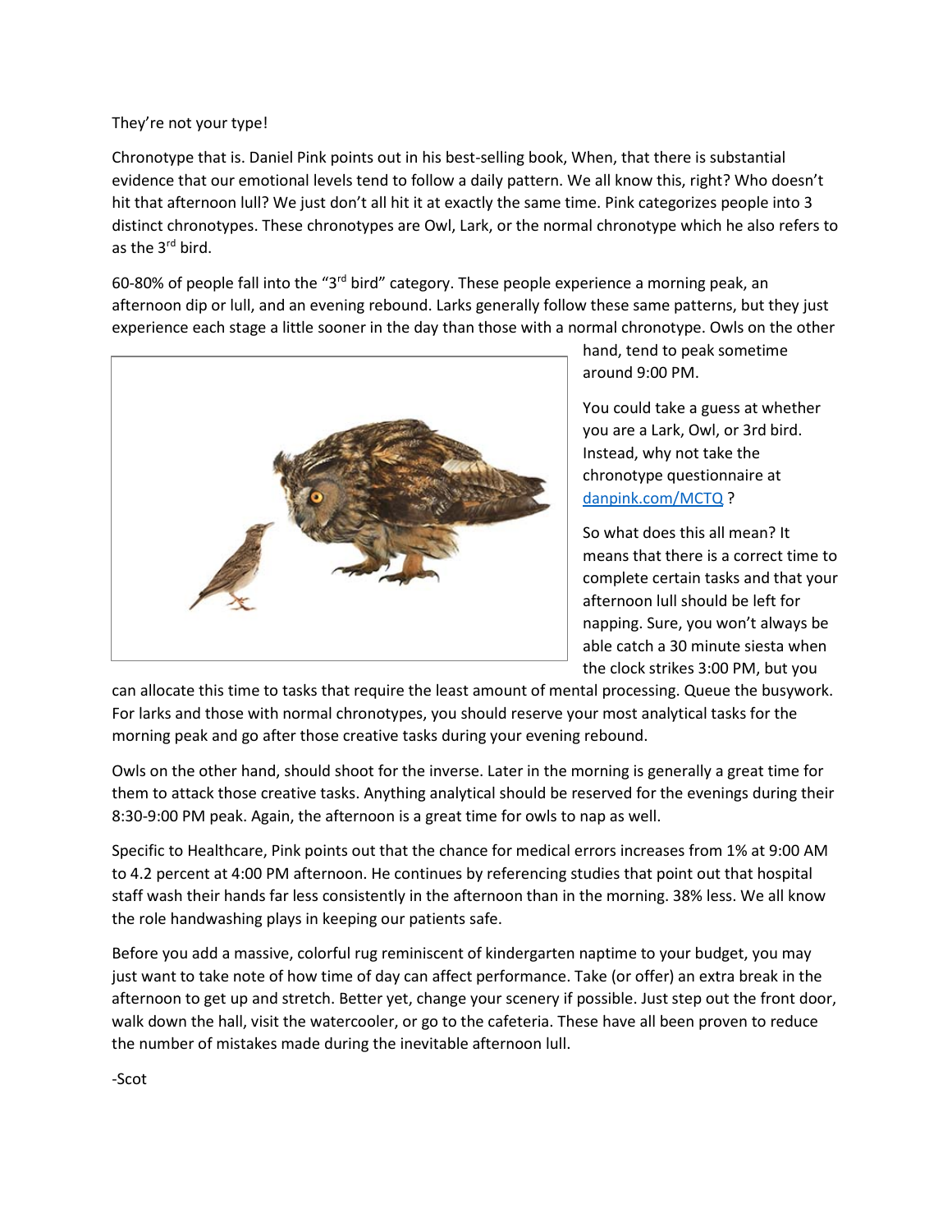They're not your type!

Chronotype that is. Daniel Pink points out in his best-selling book, When, that there is substantial evidence that our emotional levels tend to follow a daily pattern. We all know this, right? Who doesn't hit that afternoon lull? We just don't all hit it at exactly the same time. Pink categorizes people into 3 distinct chronotypes. These chronotypes are Owl, Lark, or the normal chronotype which he also refers to as the 3rd bird.

60-80% of people fall into the "3rd bird" category. These people experience a morning peak, an afternoon dip or lull, and an evening rebound. Larks generally follow these same patterns, but they just experience each stage a little sooner in the day than those with a normal chronotype. Owls on the other hand, tend to peak sometime around 9:00 PM.

You could take a guess at whether you are a Lark, Owl, or 3rd bird. Instead, why not take the chronotype questionnaire at [danpink.com/MCTQ](danpink.com/MCTQ) ?

So what does this all mean? It means that there is a correct time to complete certain tasks and that your afternoon lull should be left for napping. Sure, you won't always be able catch a 30 minute siesta when the clock strikes 3:00 PM, but you can allocate this time to tasks that require the least amount of mental processing. Queue the busywork. For larks and those with normal chronotypes, you should reserve your most analytical tasks for the morning peak and go after those creative tasks during your evening rebound.

Owls on the other hand, should shoot for the inverse. Later in the morning is generally a great time for them to attack those creative tasks. Anything analytical should be reserved for the evenings during their 8:30-9:00 PM peak. Again, the afternoon is a great time for owls to nap as well.

Specific to Healthcare, Pink points out that the chance for medical errors increases from 1% at 9:00 AM to 4.2 percent at 4:00 PM afternoon. He continues by referencing studies that point out that hospital staff wash their hands far less consistently in the afternoon than in the morning. 38% less. We all know the role handwashing plays in keeping our patients safe.

Before you add a massive, colorful rug reminiscent of kindergarten naptime to your budget, you may just want to take note of how time of day can affect performance. Take (or offer) an extra break in the afternoon to get up and stretch. Better yet, change your scenery if possible. Just step out the front door, walk down the hall, visit the watercooler, or go to the cafeteria. These have all been proven to reduce the number of mistakes made during the inevitable afternoon lull.

-Scot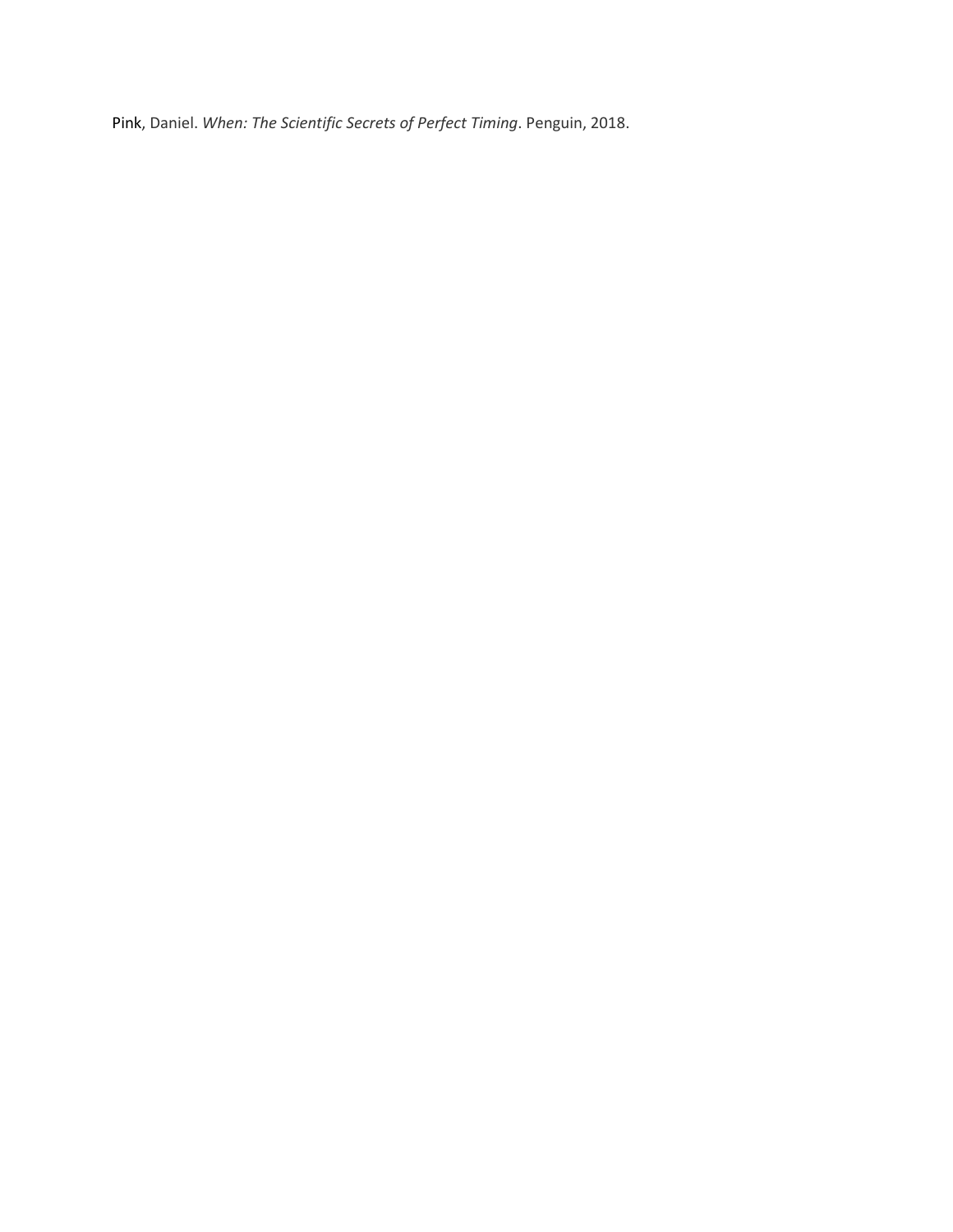Pink, Daniel. *When: The Scientific Secrets of Perfect Timing*. Penguin, 2018.